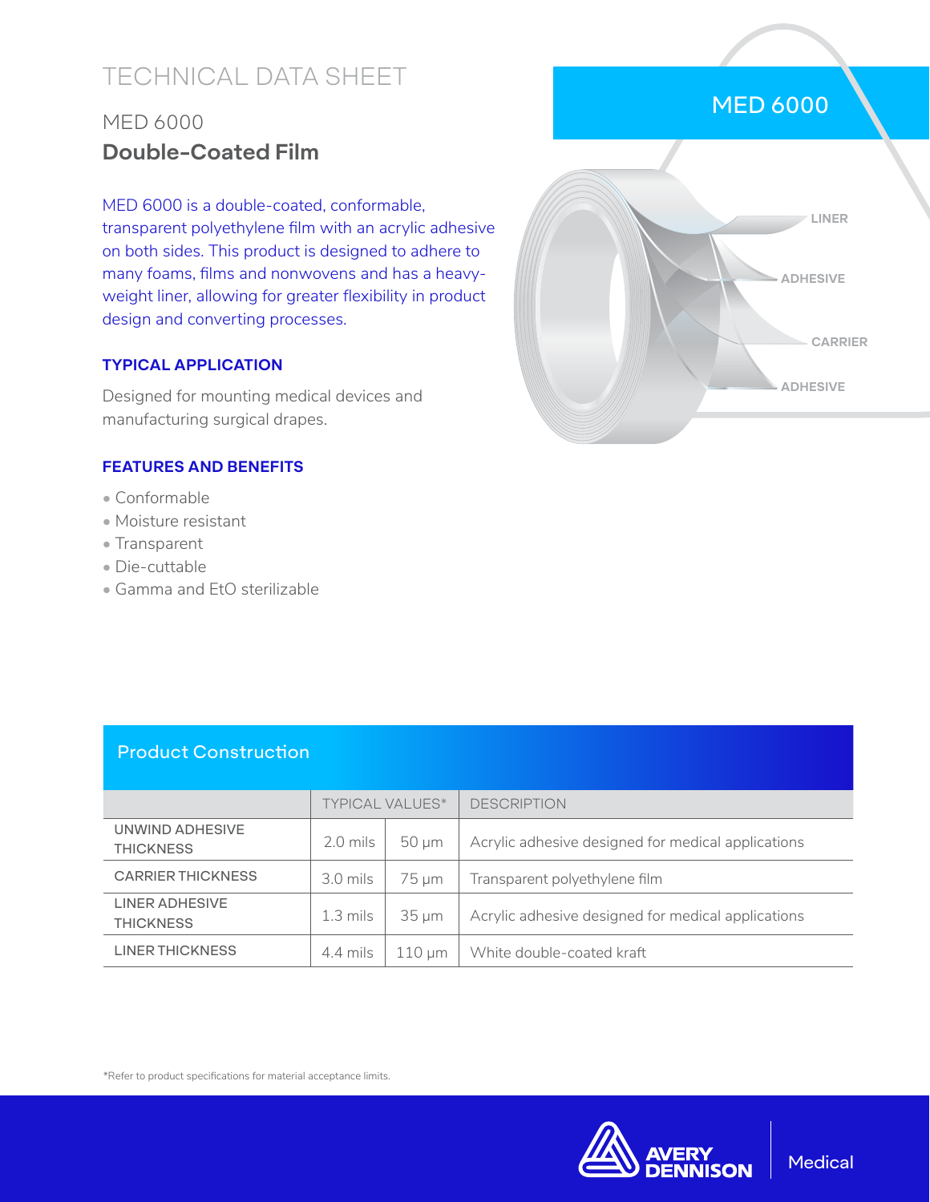# TECHNICAL DATA SHEET

## MED 6000

## **Double-Coated Film**

MED 6000 is a double-coated, conformable, transparent polyethylene film with an acrylic adhesive on both sides. This product is designed to adhere to many foams, films and nonwovens and has a heavy-weight liner, allowing for greater flexibility in product design and converting processes.

MED 6000

LINER

ADHESIVE

CARRIER

ADHESIVE

### TYPICAL APPLICATION

Designed for mounting medical devices and manufacturing surgical drapes.

### FEATURES AND BENEFITS

- Conformable
- Moisture resistant
- Transparent
- Die-cuttable
- Gamma and EtO sterilizable

### Product Construction

| | TYPICAL VALUES* | | DESCRIPTION |
|---|---|---|---|
| UNWIND ADHESIVE THICKNESS | 2.0 mils | 50 µm | Acrylic adhesive designed for medical applications |
| CARRIER THICKNESS | 3.0 mils | 75 µm | Transparent polyethylene film |
| LINER ADHESIVE THICKNESS | 1.3 mils | 35 µm | Acrylic adhesive designed for medical applications |
| LINER THICKNESS | 4.4 mils | 110 µm | White double-coated kraft |

*Refer to product specifications for material acceptance limits.

AVERY DENNISON Medical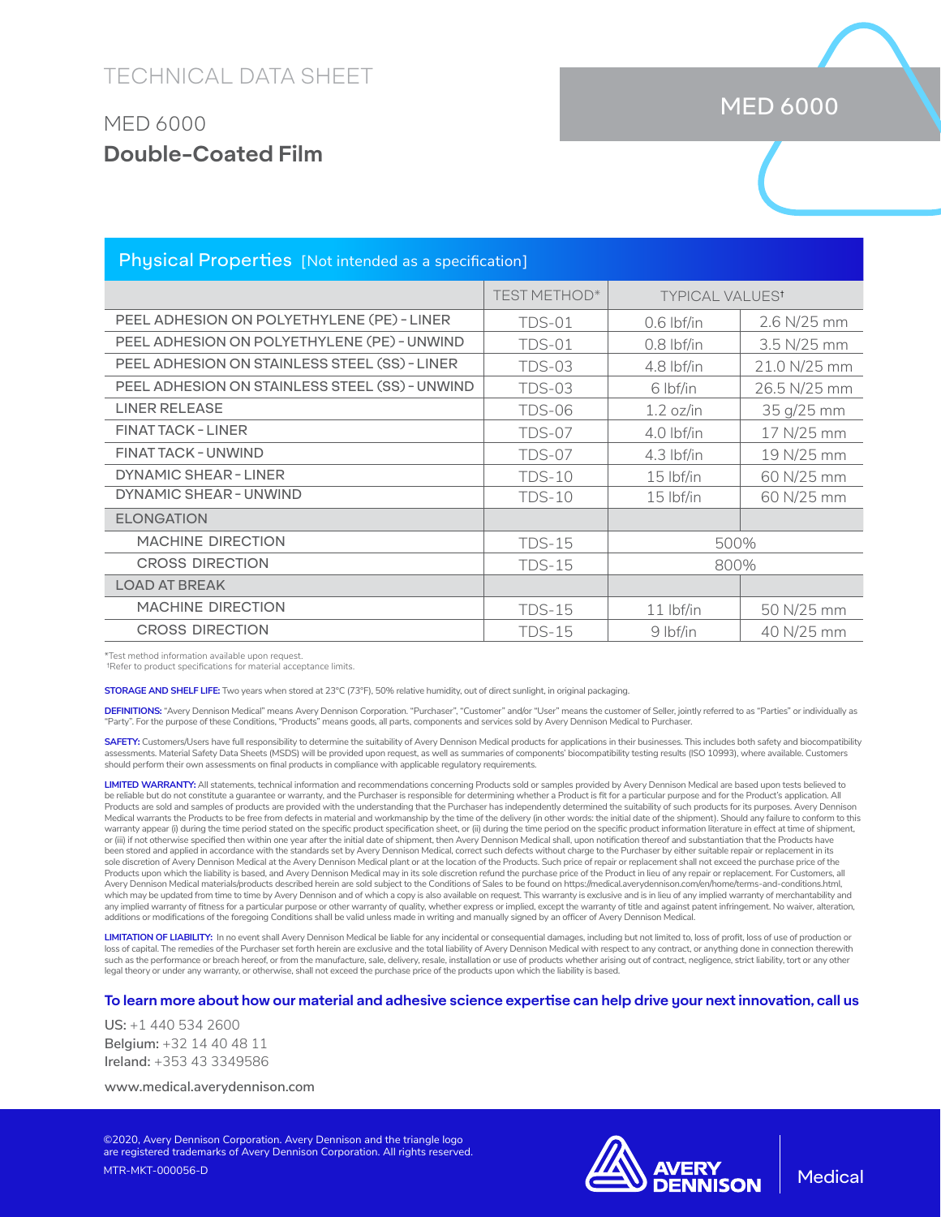# TECHNICAL DATA SHEET

## MED 6000

## Double-Coated Film

MED 6000

### Physical Properties [Not intended as a specification]

| | TEST METHOD* | TYPICAL VALUES† | |
|---|---|---|---|
| PEEL ADHESION ON POLYETHYLENE (PE) - LINER | TDS-01 | 0.6 lbf/in | 2.6 N/25 mm |
| PEEL ADHESION ON POLYETHYLENE (PE) - UNWIND | TDS-01 | 0.8 lbf/in | 3.5 N/25 mm |
| PEEL ADHESION ON STAINLESS STEEL (SS) - LINER | TDS-03 | 4.8 lbf/in | 21.0 N/25 mm |
| PEEL ADHESION ON STAINLESS STEEL (SS) - UNWIND | TDS-03 | 6 lbf/in | 26.5 N/25 mm |
| LINER RELEASE | TDS-06 | 1.2 oz/in | 35 g/25 mm |
| FINAT TACK - LINER | TDS-07 | 4.0 lbf/in | 17 N/25 mm |
| FINAT TACK - UNWIND | TDS-07 | 4.3 lbf/in | 19 N/25 mm |
| DYNAMIC SHEAR - LINER | TDS-10 | 15 lbf/in | 60 N/25 mm |
| DYNAMIC SHEAR - UNWIND | TDS-10 | 15 lbf/in | 60 N/25 mm |
| ELONGATION | | | |
| MACHINE DIRECTION | TDS-15 | 500% | |
| CROSS DIRECTION | TDS-15 | 800% | |
| LOAD AT BREAK | | | |
| MACHINE DIRECTION | TDS-15 | 11 lbf/in | 50 N/25 mm |
| CROSS DIRECTION | TDS-15 | 9 lbf/in | 40 N/25 mm |

*Test method information available upon request.
†Refer to product specifications for material acceptance limits.

**STORAGE AND SHELF LIFE:** Two years when stored at 23°C (73°F), 50% relative humidity, out of direct sunlight, in original packaging.

**DEFINITIONS:** "Avery Dennison Medical" means Avery Dennison Corporation. "Purchaser", "Customer" and/or "User" means the customer of Seller, jointly referred to as "Parties" or individually as "Party". For the purpose of these Conditions, "Products" means goods, all parts, components and services sold by Avery Dennison Medical to Purchaser.

**SAFETY:** Customers/Users have full responsibility to determine the suitability of Avery Dennison Medical products for applications in their businesses. This includes both safety and biocompatibility assessments. Material Safety Data Sheets (MSDS) will be provided upon request, as well as summaries of components' biocompatibility testing results (ISO 10993), where available. Customers should perform their own assessments on final products in compliance with applicable regulatory requirements.

**LIMITED WARRANTY:** All statements, technical information and recommendations concerning Products sold or samples provided by Avery Dennison Medical are based upon tests believed to be reliable but do not constitute a guarantee or warranty, and the Purchaser is responsible for determining whether a Product is fit for a particular purpose and for the Product's application. All Products are sold and samples of products are provided with the understanding that the Purchaser has independently determined the suitability of such products for its purposes. Avery Dennison Medical warrants the Products to be free from defects in material and workmanship by the time of the delivery (in other words: the initial date of the shipment). Should any failure to conform to this warranty appear (i) during the time period stated on the specific product specification sheet, or (ii) during the time period on the specific product information literature in effect at time of shipment, or (iii) if not otherwise specified then within one year after the initial date of shipment, then Avery Dennison Medical shall, upon notification thereof and substantiation that the Products have been stored and applied in accordance with the standards set by Avery Dennison Medical, correct such defects without charge to the Purchaser by either suitable repair or replacement in its sole discretion of Avery Dennison Medical at the Avery Dennison Medical plant or at the location of the Products. Such price of repair or replacement shall not exceed the purchase price of the Products upon which the liability is based, and Avery Dennison Medical may in its sole discretion refund the purchase price of the Product in lieu of any repair or replacement. For Customers, all Avery Dennison Medical materials/products described herein are sold subject to the Conditions of Sales to be found on https://medical.averydennison.com/en/home/terms-and-conditions.html, which may be updated from time to time by Avery Dennison and of which a copy is also available on request. This warranty is exclusive and is in lieu of any implied warranty of merchantability and any implied warranty of fitness for a particular purpose or other warranty of quality, whether express or implied, except the warranty of title and against patent infringement. No waiver, alteration, additions or modifications of the foregoing Conditions shall be valid unless made in writing and manually signed by an officer of Avery Dennison Medical.

**LIMITATION OF LIABILITY:** In no event shall Avery Dennison Medical be liable for any incidental or consequential damages, including but not limited to, loss of profit, loss of use of production or loss of capital. The remedies of the Purchaser set forth herein are exclusive and the total liability of Avery Dennison Medical with respect to any contract, or anything done in connection therewith such as the performance or breach hereof, or from the manufacture, sale, delivery, resale, installation or use of products whether arising out of contract, negligence, strict liability, tort or any other legal theory or under any warranty, or otherwise, shall not exceed the purchase price of the products upon which the liability is based.

**To learn more about how our material and adhesive science expertise can help drive your next innovation, call us**

**US:** +1 440 534 2600
**Belgium:** +32 14 40 48 11
**Ireland:** +353 43 3349586

www.medical.averydennison.com

©2020, Avery Dennison Corporation. Avery Dennison and the triangle logo are registered trademarks of Avery Dennison Corporation. All rights reserved.

MTR-MKT-000056-D

AVERY DENNISON Medical